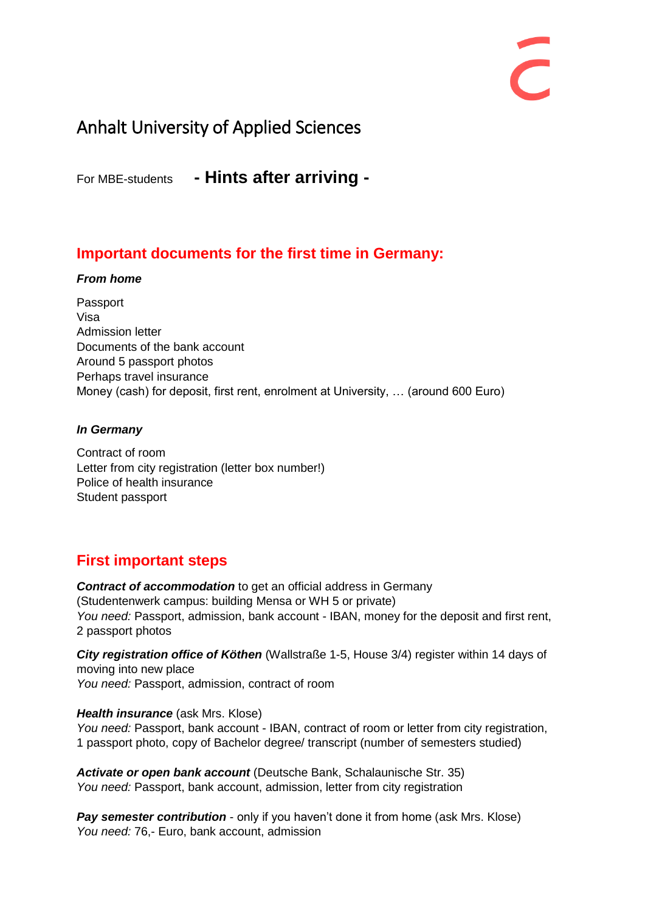# Anhalt University of Applied Sciences

For MBE-students **- Hints after arriving -**

## Important documents for the first time in Germany:

***From home***

Passport
Visa
Admission letter
Documents of the bank account
Around 5 passport photos
Perhaps travel insurance
Money (cash) for deposit, first rent, enrolment at University, … (around 600 Euro)

***In Germany***

Contract of room
Letter from city registration (letter box number!)
Police of health insurance
Student passport

## First important steps

***Contract of accommodation*** to get an official address in Germany
(Studentenwerk campus: building Mensa or WH 5 or private)
*You need:* Passport, admission, bank account - IBAN, money for the deposit and first rent, 2 passport photos

***City registration office of Köthen*** (Wallstraße 1-5, House 3/4) register within 14 days of moving into new place
*You need:* Passport, admission, contract of room

***Health insurance*** (ask Mrs. Klose)
*You need:* Passport, bank account - IBAN, contract of room or letter from city registration, 1 passport photo, copy of Bachelor degree/ transcript (number of semesters studied)

***Activate or open bank account*** (Deutsche Bank, Schalaunische Str. 35)
*You need:* Passport, bank account, admission, letter from city registration

***Pay semester contribution*** - only if you haven't done it from home (ask Mrs. Klose)
*You need:* 76,- Euro, bank account, admission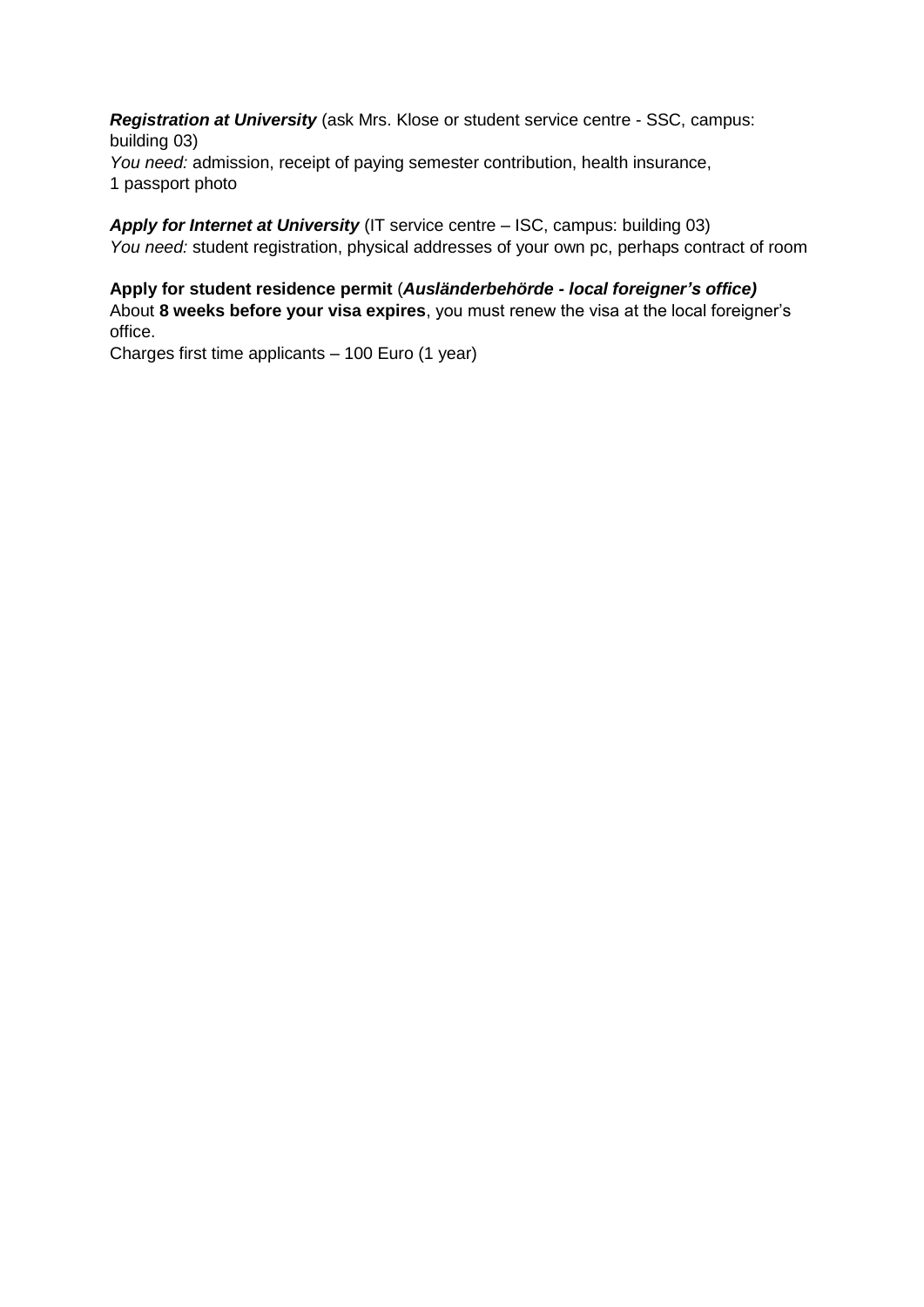***Registration at University*** (ask Mrs. Klose or student service centre - SSC, campus: building 03)
*You need:* admission, receipt of paying semester contribution, health insurance, 1 passport photo

***Apply for Internet at University*** (IT service centre – ISC, campus: building 03)
*You need:* student registration, physical addresses of your own pc, perhaps contract of room

**Apply for student residence permit** (***Ausländerbehörde - local foreigner's office)***
About **8 weeks before your visa expires**, you must renew the visa at the local foreigner's office.
Charges first time applicants – 100 Euro (1 year)